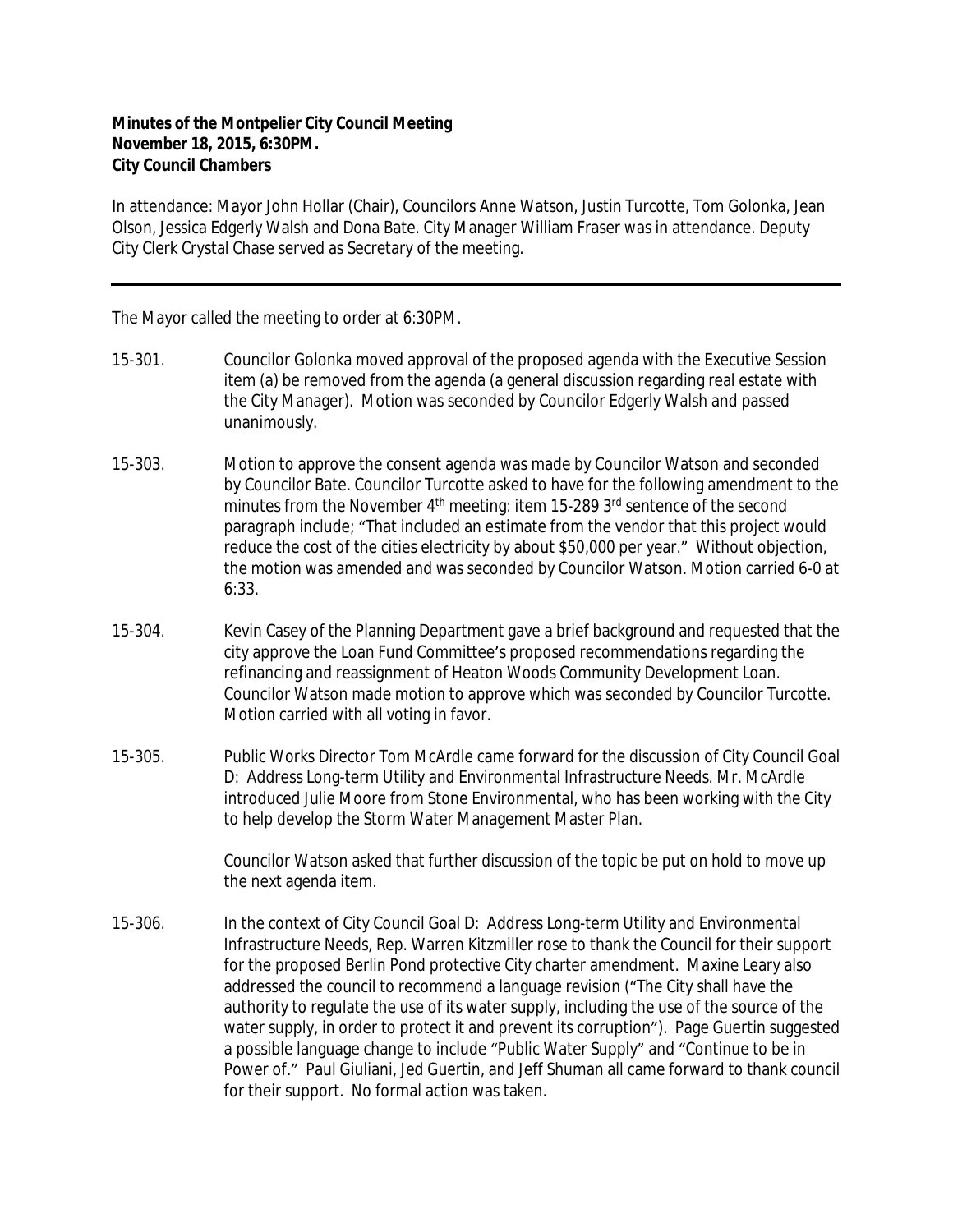**Minutes of the Montpelier City Council Meeting**
**November 18, 2015, 6:30PM.**
**City Council Chambers**

In attendance: Mayor John Hollar (Chair), Councilors Anne Watson, Justin Turcotte, Tom Golonka, Jean Olson, Jessica Edgerly Walsh and Dona Bate. City Manager William Fraser was in attendance. Deputy City Clerk Crystal Chase served as Secretary of the meeting.

---

The Mayor called the meeting to order at 6:30PM.

15-301. Councilor Golonka moved approval of the proposed agenda with the Executive Session item (a) be removed from the agenda (a general discussion regarding real estate with the City Manager). Motion was seconded by Councilor Edgerly Walsh and passed unanimously.

15-303. Motion to approve the consent agenda was made by Councilor Watson and seconded by Councilor Bate. Councilor Turcotte asked to have for the following amendment to the minutes from the November 4th meeting: item 15-289 3rd sentence of the second paragraph include; "That included an estimate from the vendor that this project would reduce the cost of the cities electricity by about $50,000 per year." Without objection, the motion was amended and was seconded by Councilor Watson. Motion carried 6-0 at 6:33.

15-304. Kevin Casey of the Planning Department gave a brief background and requested that the city approve the Loan Fund Committee's proposed recommendations regarding the refinancing and reassignment of Heaton Woods Community Development Loan. Councilor Watson made motion to approve which was seconded by Councilor Turcotte. Motion carried with all voting in favor.

15-305. Public Works Director Tom McArdle came forward for the discussion of City Council Goal D: Address Long-term Utility and Environmental Infrastructure Needs. Mr. McArdle introduced Julie Moore from Stone Environmental, who has been working with the City to help develop the Storm Water Management Master Plan.

Councilor Watson asked that further discussion of the topic be put on hold to move up the next agenda item.

15-306. In the context of City Council Goal D: Address Long-term Utility and Environmental Infrastructure Needs, Rep. Warren Kitzmiller rose to thank the Council for their support for the proposed Berlin Pond protective City charter amendment. Maxine Leary also addressed the council to recommend a language revision ("The City shall have the authority to regulate the use of its water supply, including the use of the source of the water supply, in order to protect it and prevent its corruption"). Page Guertin suggested a possible language change to include "Public Water Supply" and "Continue to be in Power of." Paul Giuliani, Jed Guertin, and Jeff Shuman all came forward to thank council for their support. No formal action was taken.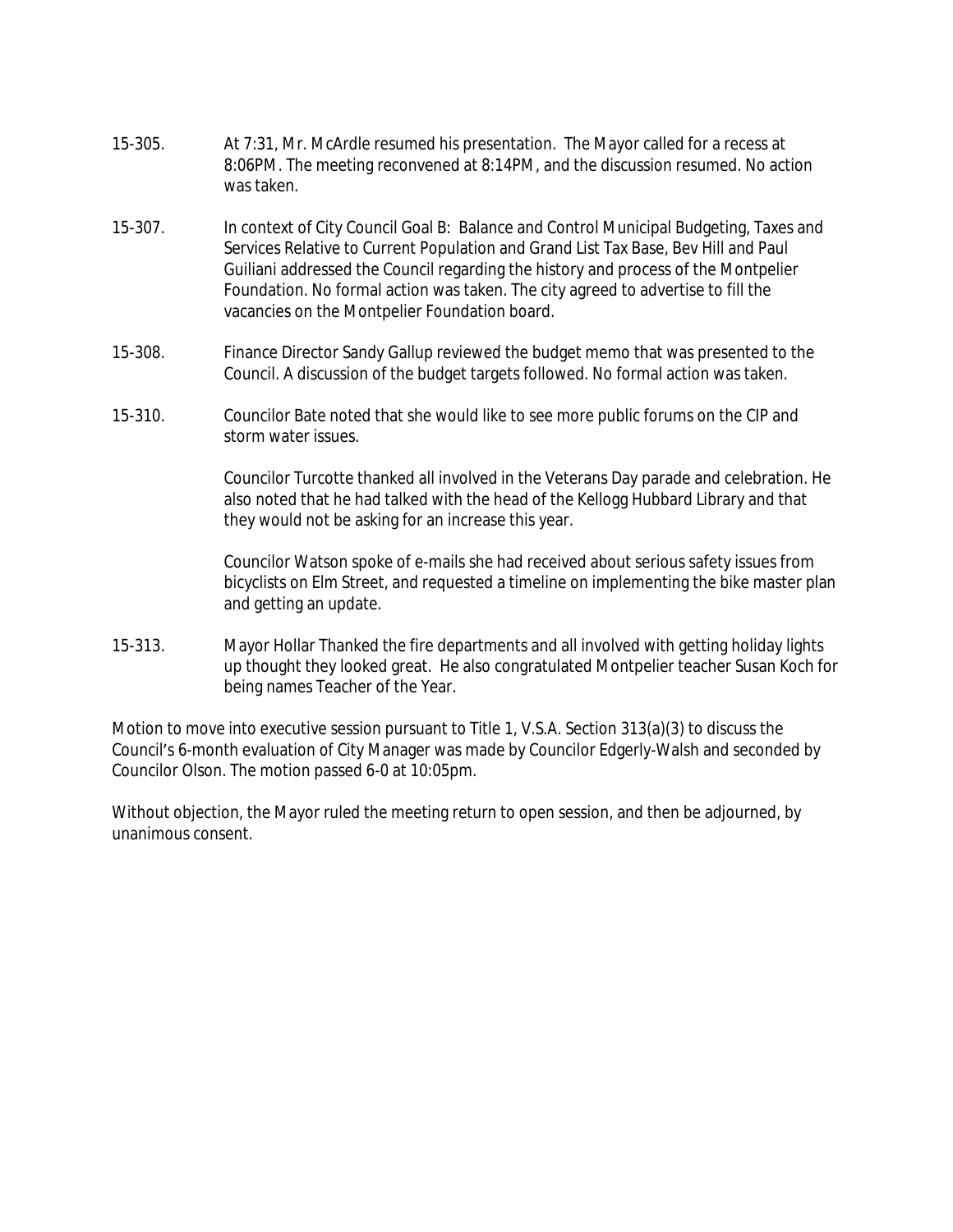15-305. At 7:31, Mr. McArdle resumed his presentation. The Mayor called for a recess at 8:06PM. The meeting reconvened at 8:14PM, and the discussion resumed. No action was taken.

15-307. In context of City Council Goal B: Balance and Control Municipal Budgeting, Taxes and Services Relative to Current Population and Grand List Tax Base, Bev Hill and Paul Guiliani addressed the Council regarding the history and process of the Montpelier Foundation. No formal action was taken. The city agreed to advertise to fill the vacancies on the Montpelier Foundation board.

15-308. Finance Director Sandy Gallup reviewed the budget memo that was presented to the Council. A discussion of the budget targets followed. No formal action was taken.

15-310. Councilor Bate noted that she would like to see more public forums on the CIP and storm water issues.

Councilor Turcotte thanked all involved in the Veterans Day parade and celebration. He also noted that he had talked with the head of the Kellogg Hubbard Library and that they would not be asking for an increase this year.

Councilor Watson spoke of e-mails she had received about serious safety issues from bicyclists on Elm Street, and requested a timeline on implementing the bike master plan and getting an update.

15-313. Mayor Hollar Thanked the fire departments and all involved with getting holiday lights up thought they looked great. He also congratulated Montpelier teacher Susan Koch for being names Teacher of the Year.

Motion to move into executive session pursuant to Title 1, V.S.A. Section 313(a)(3) to discuss the Council's 6-month evaluation of City Manager was made by Councilor Edgerly-Walsh and seconded by Councilor Olson. The motion passed 6-0 at 10:05pm.

Without objection, the Mayor ruled the meeting return to open session, and then be adjourned, by unanimous consent.